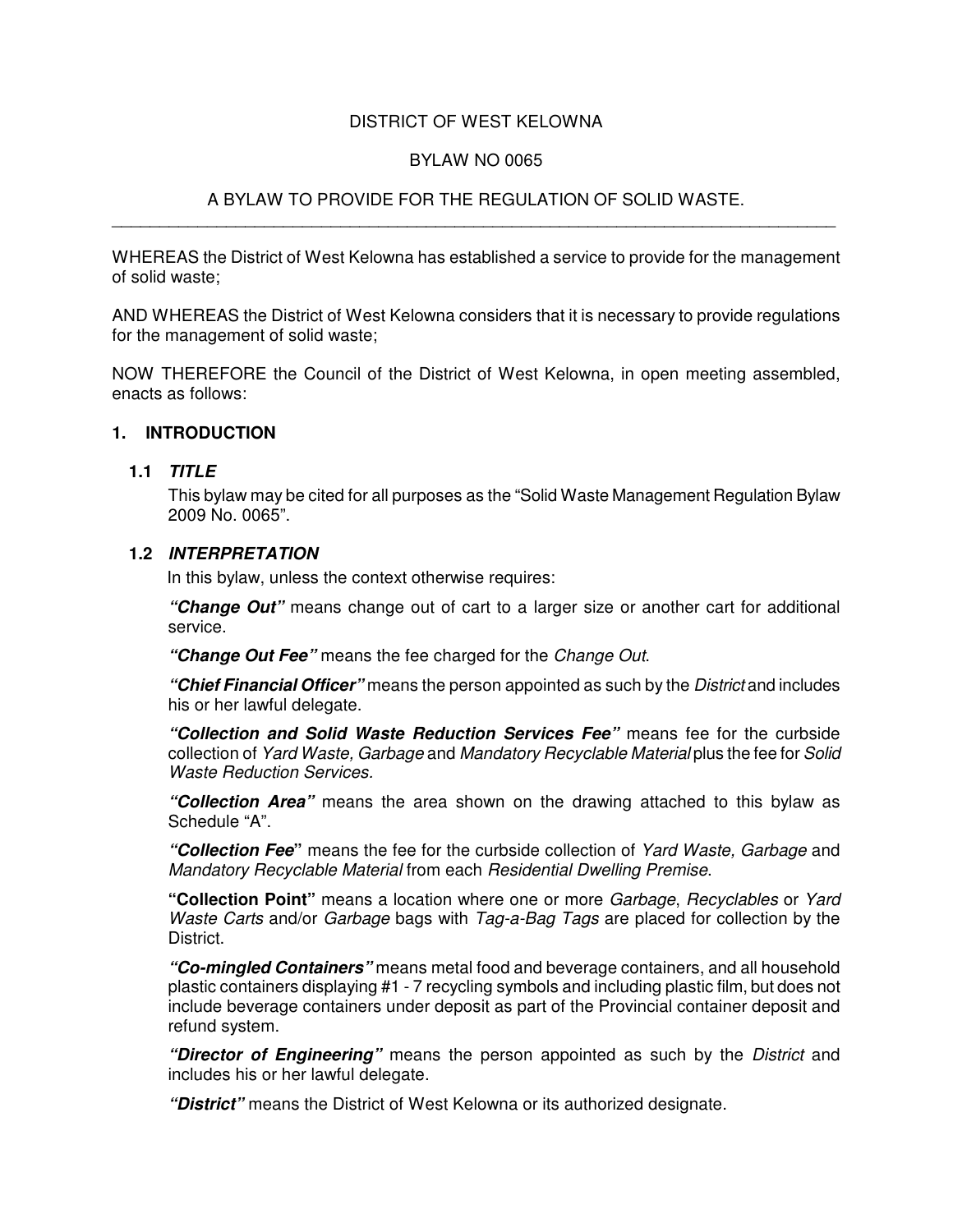# DISTRICT OF WEST KELOWNA

## BYLAW NO 0065

## A BYLAW TO PROVIDE FOR THE REGULATION OF SOLID WASTE.

---

WHEREAS the District of West Kelowna has established a service to provide for the management of solid waste;

AND WHEREAS the District of West Kelowna considers that it is necessary to provide regulations for the management of solid waste;

NOW THEREFORE the Council of the District of West Kelowna, in open meeting assembled, enacts as follows:

### 1. INTRODUCTION

#### 1.1 *TITLE*

This bylaw may be cited for all purposes as the "Solid Waste Management Regulation Bylaw 2009 No. 0065".

#### 1.2 *INTERPRETATION*

In this bylaw, unless the context otherwise requires:

***"Change Out"*** means change out of cart to a larger size or another cart for additional service.

***"Change Out Fee"*** means the fee charged for the *Change Out*.

***"Chief Financial Officer"*** means the person appointed as such by the *District* and includes his or her lawful delegate.

***"Collection and Solid Waste Reduction Services Fee"*** means fee for the curbside collection of *Yard Waste, Garbage* and *Mandatory Recyclable Material* plus the fee for *Solid Waste Reduction Services.*

***"Collection Area"*** means the area shown on the drawing attached to this bylaw as Schedule "A".

***"Collection Fee"*** means the fee for the curbside collection of *Yard Waste, Garbage* and *Mandatory Recyclable Material* from each *Residential Dwelling Premise*.

**"Collection Point"** means a location where one or more *Garbage*, *Recyclables* or *Yard Waste Carts* and/or *Garbage* bags with *Tag-a-Bag Tags* are placed for collection by the District.

***"Co-mingled Containers"*** means metal food and beverage containers, and all household plastic containers displaying #1 - 7 recycling symbols and including plastic film, but does not include beverage containers under deposit as part of the Provincial container deposit and refund system.

***"Director of Engineering"*** means the person appointed as such by the *District* and includes his or her lawful delegate.

***"District"*** means the District of West Kelowna or its authorized designate.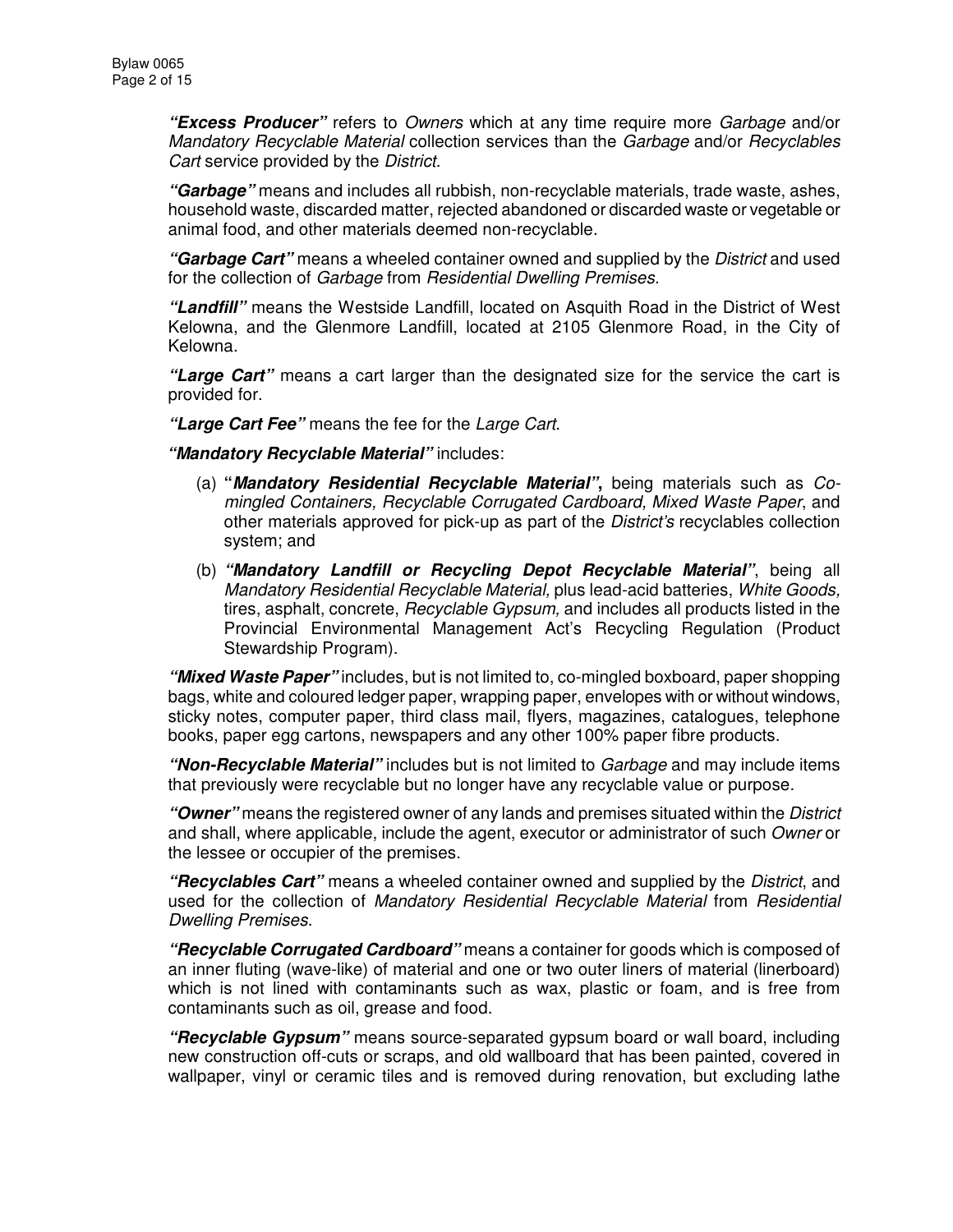***"Excess Producer"*** refers to *Owners* which at any time require more *Garbage* and/or *Mandatory Recyclable Material* collection services than the *Garbage* and/or *Recyclables Cart* service provided by the *District.*

***"Garbage"*** means and includes all rubbish, non-recyclable materials, trade waste, ashes, household waste, discarded matter, rejected abandoned or discarded waste or vegetable or animal food, and other materials deemed non-recyclable.

***"Garbage Cart"*** means a wheeled container owned and supplied by the *District* and used for the collection of *Garbage* from *Residential Dwelling Premises*.

***"Landfill"*** means the Westside Landfill, located on Asquith Road in the District of West Kelowna, and the Glenmore Landfill, located at 2105 Glenmore Road, in the City of Kelowna.

***"Large Cart"*** means a cart larger than the designated size for the service the cart is provided for.

***"Large Cart Fee"*** means the fee for the *Large Cart*.

***"Mandatory Recyclable Material"*** includes:

(a) **"*Mandatory Residential Recyclable Material*",** being materials such as *Co-mingled Containers, Recyclable Corrugated Cardboard, Mixed Waste Paper*, and other materials approved for pick-up as part of the *District's* recyclables collection system; and

(b) ***"Mandatory Landfill or Recycling Depot Recyclable Material"***, being all *Mandatory Residential Recyclable Material,* plus lead-acid batteries, *White Goods,* tires, asphalt, concrete, *Recyclable Gypsum,* and includes all products listed in the Provincial Environmental Management Act's Recycling Regulation (Product Stewardship Program).

***"Mixed Waste Paper"*** includes, but is not limited to, co-mingled boxboard, paper shopping bags, white and coloured ledger paper, wrapping paper, envelopes with or without windows, sticky notes, computer paper, third class mail, flyers, magazines, catalogues, telephone books, paper egg cartons, newspapers and any other 100% paper fibre products.

***"Non-Recyclable Material"*** includes but is not limited to *Garbage* and may include items that previously were recyclable but no longer have any recyclable value or purpose.

***"Owner"*** means the registered owner of any lands and premises situated within the *District* and shall, where applicable, include the agent, executor or administrator of such *Owner* or the lessee or occupier of the premises.

***"Recyclables Cart"*** means a wheeled container owned and supplied by the *District*, and used for the collection of *Mandatory Residential Recyclable Material* from *Residential Dwelling Premises*.

***"Recyclable Corrugated Cardboard"*** means a container for goods which is composed of an inner fluting (wave-like) of material and one or two outer liners of material (linerboard) which is not lined with contaminants such as wax, plastic or foam, and is free from contaminants such as oil, grease and food.

***"Recyclable Gypsum"*** means source-separated gypsum board or wall board, including new construction off-cuts or scraps, and old wallboard that has been painted, covered in wallpaper, vinyl or ceramic tiles and is removed during renovation, but excluding lathe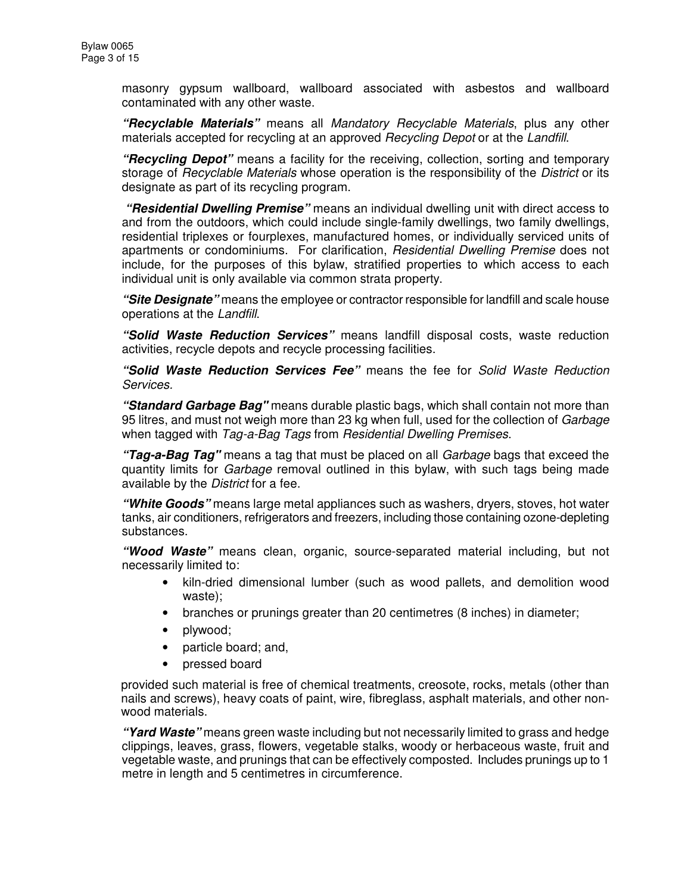masonry gypsum wallboard, wallboard associated with asbestos and wallboard contaminated with any other waste.

***"Recyclable Materials"*** means all *Mandatory Recyclable Materials*, plus any other materials accepted for recycling at an approved *Recycling Depot* or at the *Landfill*.

***"Recycling Depot"*** means a facility for the receiving, collection, sorting and temporary storage of *Recyclable Materials* whose operation is the responsibility of the *District* or its designate as part of its recycling program.

***"Residential Dwelling Premise"*** means an individual dwelling unit with direct access to and from the outdoors, which could include single-family dwellings, two family dwellings, residential triplexes or fourplexes, manufactured homes, or individually serviced units of apartments or condominiums. For clarification, *Residential Dwelling Premise* does not include, for the purposes of this bylaw, stratified properties to which access to each individual unit is only available via common strata property.

***"Site Designate"*** means the employee or contractor responsible for landfill and scale house operations at the *Landfill*.

***"Solid Waste Reduction Services"*** means landfill disposal costs, waste reduction activities, recycle depots and recycle processing facilities.

***"Solid Waste Reduction Services Fee"*** means the fee for *Solid Waste Reduction Services*.

***"Standard Garbage Bag"*** means durable plastic bags, which shall contain not more than 95 litres, and must not weigh more than 23 kg when full, used for the collection of *Garbage* when tagged with *Tag-a-Bag Tags* from *Residential Dwelling Premises*.

***"Tag-a-Bag Tag"*** means a tag that must be placed on all *Garbage* bags that exceed the quantity limits for *Garbage* removal outlined in this bylaw, with such tags being made available by the *District* for a fee.

***"White Goods"*** means large metal appliances such as washers, dryers, stoves, hot water tanks, air conditioners, refrigerators and freezers, including those containing ozone-depleting substances.

***"Wood Waste"*** means clean, organic, source-separated material including, but not necessarily limited to:

- kiln-dried dimensional lumber (such as wood pallets, and demolition wood waste);
- branches or prunings greater than 20 centimetres (8 inches) in diameter;
- plywood;
- particle board; and,
- pressed board

provided such material is free of chemical treatments, creosote, rocks, metals (other than nails and screws), heavy coats of paint, wire, fibreglass, asphalt materials, and other non-wood materials.

***"Yard Waste"*** means green waste including but not necessarily limited to grass and hedge clippings, leaves, grass, flowers, vegetable stalks, woody or herbaceous waste, fruit and vegetable waste, and prunings that can be effectively composted. Includes prunings up to 1 metre in length and 5 centimetres in circumference.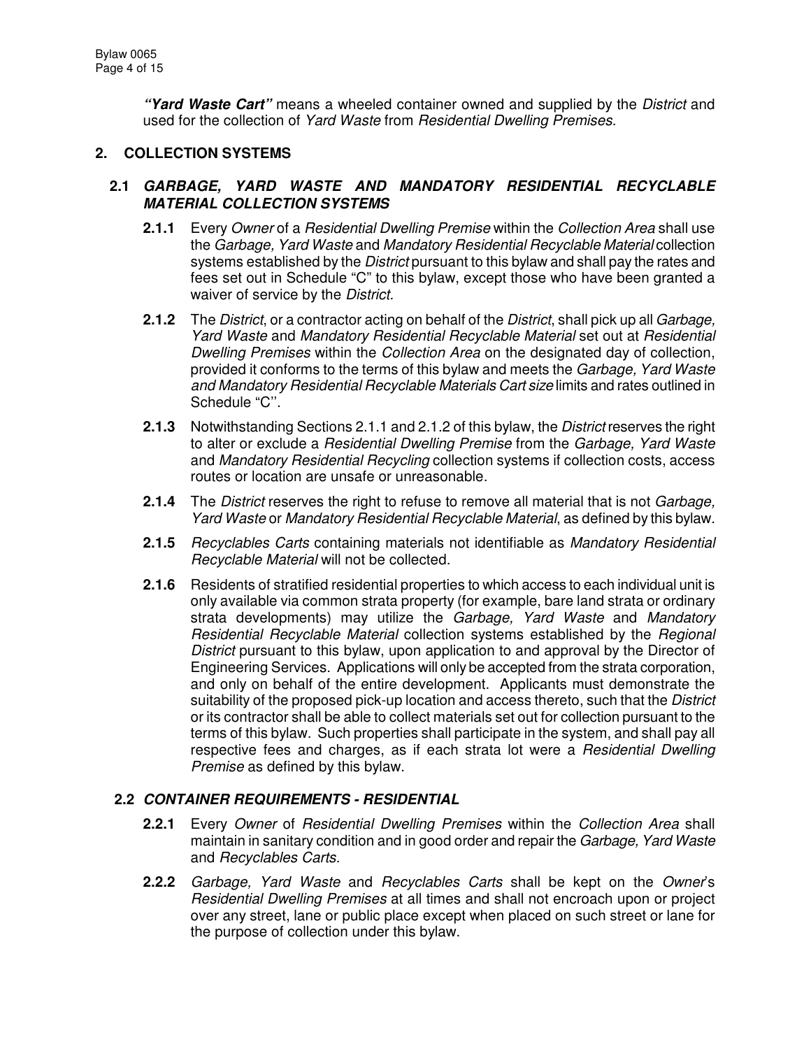***"Yard Waste Cart"*** means a wheeled container owned and supplied by the *District* and used for the collection of *Yard Waste* from *Residential Dwelling Premises*.

## 2. COLLECTION SYSTEMS

### 2.1 *GARBAGE, YARD WASTE AND MANDATORY RESIDENTIAL RECYCLABLE MATERIAL COLLECTION SYSTEMS*

**2.1.1** Every *Owner* of a *Residential Dwelling Premise* within the *Collection Area* shall use the *Garbage, Yard Waste* and *Mandatory Residential Recyclable Material* collection systems established by the *District* pursuant to this bylaw and shall pay the rates and fees set out in Schedule "C" to this bylaw, except those who have been granted a waiver of service by the *District.*

**2.1.2** The *District*, or a contractor acting on behalf of the *District*, shall pick up all *Garbage, Yard Waste* and *Mandatory Residential Recyclable Material* set out at *Residential Dwelling Premises* within the *Collection Area* on the designated day of collection, provided it conforms to the terms of this bylaw and meets the *Garbage, Yard Waste and Mandatory Residential Recyclable Materials Cart size* limits and rates outlined in Schedule "C''.

**2.1.3** Notwithstanding Sections 2.1.1 and 2.1.2 of this bylaw, the *District* reserves the right to alter or exclude a *Residential Dwelling Premise* from the *Garbage, Yard Waste* and *Mandatory Residential Recycling* collection systems if collection costs, access routes or location are unsafe or unreasonable.

**2.1.4** The *District* reserves the right to refuse to remove all material that is not *Garbage, Yard Waste* or *Mandatory Residential Recyclable Material*, as defined by this bylaw.

**2.1.5** *Recyclables Carts* containing materials not identifiable as *Mandatory Residential Recyclable Material* will not be collected.

**2.1.6** Residents of stratified residential properties to which access to each individual unit is only available via common strata property (for example, bare land strata or ordinary strata developments) may utilize the *Garbage, Yard Waste* and *Mandatory Residential Recyclable Material* collection systems established by the *Regional District* pursuant to this bylaw, upon application to and approval by the Director of Engineering Services. Applications will only be accepted from the strata corporation, and only on behalf of the entire development. Applicants must demonstrate the suitability of the proposed pick-up location and access thereto, such that the *District* or its contractor shall be able to collect materials set out for collection pursuant to the terms of this bylaw. Such properties shall participate in the system, and shall pay all respective fees and charges, as if each strata lot were a *Residential Dwelling Premise* as defined by this bylaw.

### 2.2 *CONTAINER REQUIREMENTS - RESIDENTIAL*

**2.2.1** Every *Owner* of *Residential Dwelling Premises* within the *Collection Area* shall maintain in sanitary condition and in good order and repair the *Garbage, Yard Waste* and *Recyclables Carts.*

**2.2.2** *Garbage, Yard Waste* and *Recyclables Carts* shall be kept on the *Owner*'s *Residential Dwelling Premises* at all times and shall not encroach upon or project over any street, lane or public place except when placed on such street or lane for the purpose of collection under this bylaw.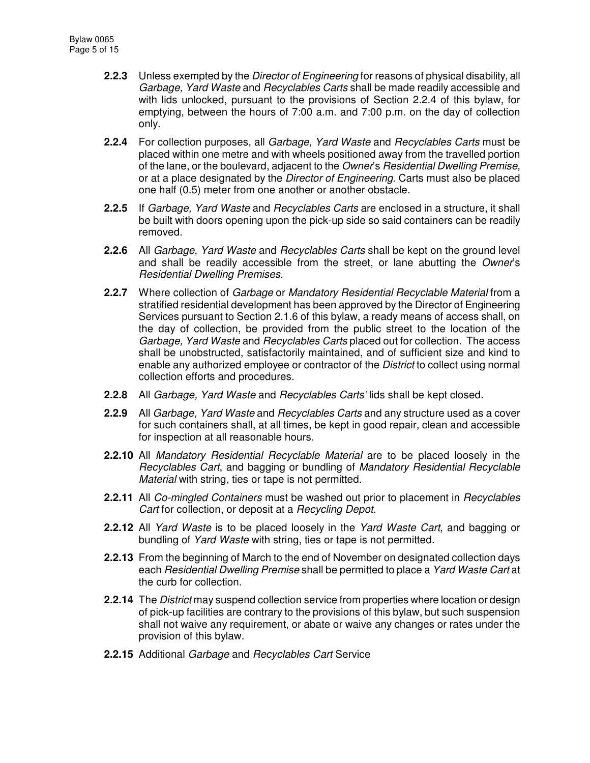**2.2.3** Unless exempted by the *Director of Engineering* for reasons of physical disability, all *Garbage, Yard Waste* and *Recyclables Carts* shall be made readily accessible and with lids unlocked, pursuant to the provisions of Section 2.2.4 of this bylaw, for emptying, between the hours of 7:00 a.m. and 7:00 p.m. on the day of collection only.

**2.2.4** For collection purposes, all *Garbage, Yard Waste* and *Recyclables Carts* must be placed within one metre and with wheels positioned away from the travelled portion of the lane, or the boulevard, adjacent to the *Owner*'s *Residential Dwelling Premise*, or at a place designated by the *Director of Engineering.* Carts must also be placed one half (0.5) meter from one another or another obstacle.

**2.2.5** If *Garbage, Yard Waste* and *Recyclables Carts* are enclosed in a structure, it shall be built with doors opening upon the pick-up side so said containers can be readily removed.

**2.2.6** All *Garbage, Yard Waste* and *Recyclables Carts* shall be kept on the ground level and shall be readily accessible from the street, or lane abutting the *Owner*'s *Residential Dwelling Premises*.

**2.2.7** Where collection of *Garbage* or *Mandatory Residential Recyclable Material* from a stratified residential development has been approved by the Director of Engineering Services pursuant to Section 2.1.6 of this bylaw, a ready means of access shall, on the day of collection, be provided from the public street to the location of the *Garbage, Yard Waste* and *Recyclables Carts* placed out for collection. The access shall be unobstructed, satisfactorily maintained, and of sufficient size and kind to enable any authorized employee or contractor of the *District* to collect using normal collection efforts and procedures.

**2.2.8** All *Garbage, Yard Waste* and *Recyclables Carts'* lids shall be kept closed.

**2.2.9** All *Garbage, Yard Waste* and *Recyclables Carts* and any structure used as a cover for such containers shall, at all times, be kept in good repair, clean and accessible for inspection at all reasonable hours.

**2.2.10** All *Mandatory Residential Recyclable Material* are to be placed loosely in the *Recyclables Cart*, and bagging or bundling of *Mandatory Residential Recyclable Material* with string, ties or tape is not permitted.

**2.2.11** All *Co-mingled Containers* must be washed out prior to placement in *Recyclables Cart* for collection, or deposit at a *Recycling Depot*.

**2.2.12** All *Yard Waste* is to be placed loosely in the *Yard Waste Cart*, and bagging or bundling of *Yard Waste* with string, ties or tape is not permitted.

**2.2.13** From the beginning of March to the end of November on designated collection days each *Residential Dwelling Premise* shall be permitted to place a *Yard Waste Cart* at the curb for collection.

**2.2.14** The *District* may suspend collection service from properties where location or design of pick-up facilities are contrary to the provisions of this bylaw, but such suspension shall not waive any requirement, or abate or waive any changes or rates under the provision of this bylaw.

**2.2.15** Additional *Garbage* and *Recyclables Cart* Service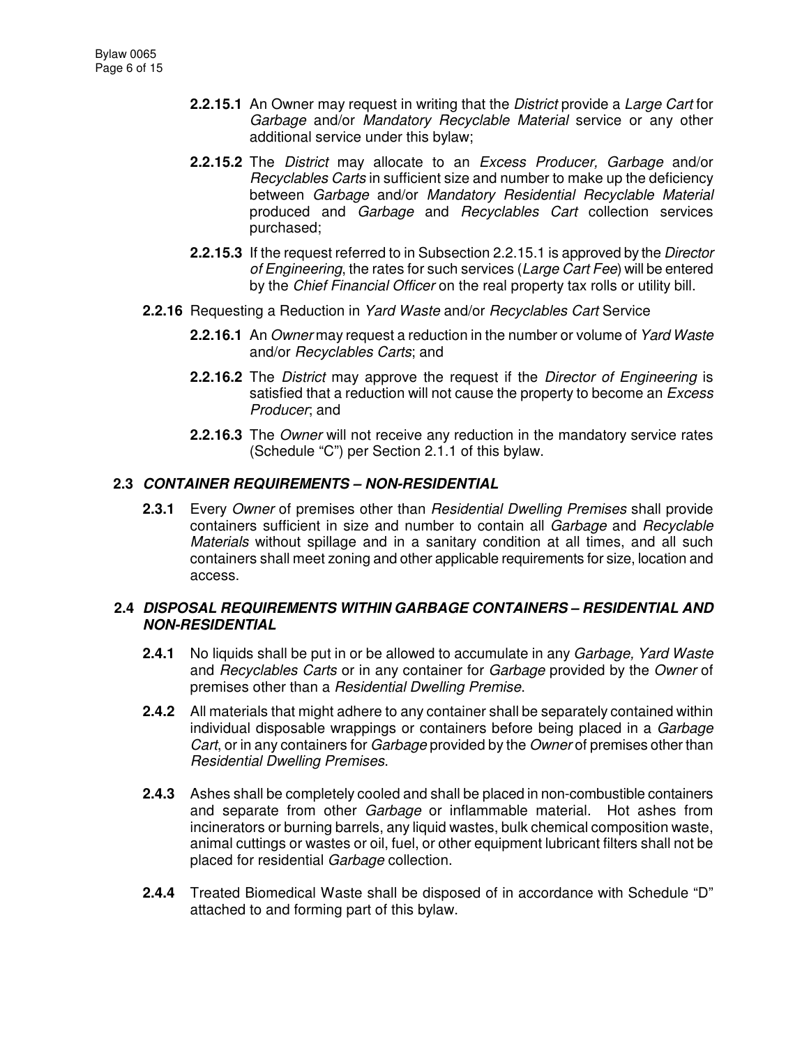**2.2.15.1** An Owner may request in writing that the *District* provide a *Large Cart* for *Garbage* and/or *Mandatory Recyclable Material* service or any other additional service under this bylaw;

**2.2.15.2** The *District* may allocate to an *Excess Producer, Garbage* and/or *Recyclables Carts* in sufficient size and number to make up the deficiency between *Garbage* and/or *Mandatory Residential Recyclable Material* produced and *Garbage* and *Recyclables Cart* collection services purchased;

**2.2.15.3** If the request referred to in Subsection 2.2.15.1 is approved by the *Director of Engineering*, the rates for such services (*Large Cart Fee*) will be entered by the *Chief Financial Officer* on the real property tax rolls or utility bill.

**2.2.16** Requesting a Reduction in *Yard Waste* and/or *Recyclables Cart* Service

**2.2.16.1** An *Owner* may request a reduction in the number or volume of *Yard Waste* and/or *Recyclables Carts*; and

**2.2.16.2** The *District* may approve the request if the *Director of Engineering* is satisfied that a reduction will not cause the property to become an *Excess Producer*; and

**2.2.16.3** The *Owner* will not receive any reduction in the mandatory service rates (Schedule "C") per Section 2.1.1 of this bylaw.

### 2.3 *CONTAINER REQUIREMENTS – NON-RESIDENTIAL*

**2.3.1** Every *Owner* of premises other than *Residential Dwelling Premises* shall provide containers sufficient in size and number to contain all *Garbage* and *Recyclable Materials* without spillage and in a sanitary condition at all times, and all such containers shall meet zoning and other applicable requirements for size, location and access.

### 2.4 *DISPOSAL REQUIREMENTS WITHIN GARBAGE CONTAINERS – RESIDENTIAL AND NON-RESIDENTIAL*

**2.4.1** No liquids shall be put in or be allowed to accumulate in any *Garbage, Yard Waste* and *Recyclables Carts* or in any container for *Garbage* provided by the *Owner* of premises other than a *Residential Dwelling Premise*.

**2.4.2** All materials that might adhere to any container shall be separately contained within individual disposable wrappings or containers before being placed in a *Garbage Cart*, or in any containers for *Garbage* provided by the *Owner* of premises other than *Residential Dwelling Premises*.

**2.4.3** Ashes shall be completely cooled and shall be placed in non-combustible containers and separate from other *Garbage* or inflammable material. Hot ashes from incinerators or burning barrels, any liquid wastes, bulk chemical composition waste, animal cuttings or wastes or oil, fuel, or other equipment lubricant filters shall not be placed for residential *Garbage* collection.

**2.4.4** Treated Biomedical Waste shall be disposed of in accordance with Schedule "D" attached to and forming part of this bylaw.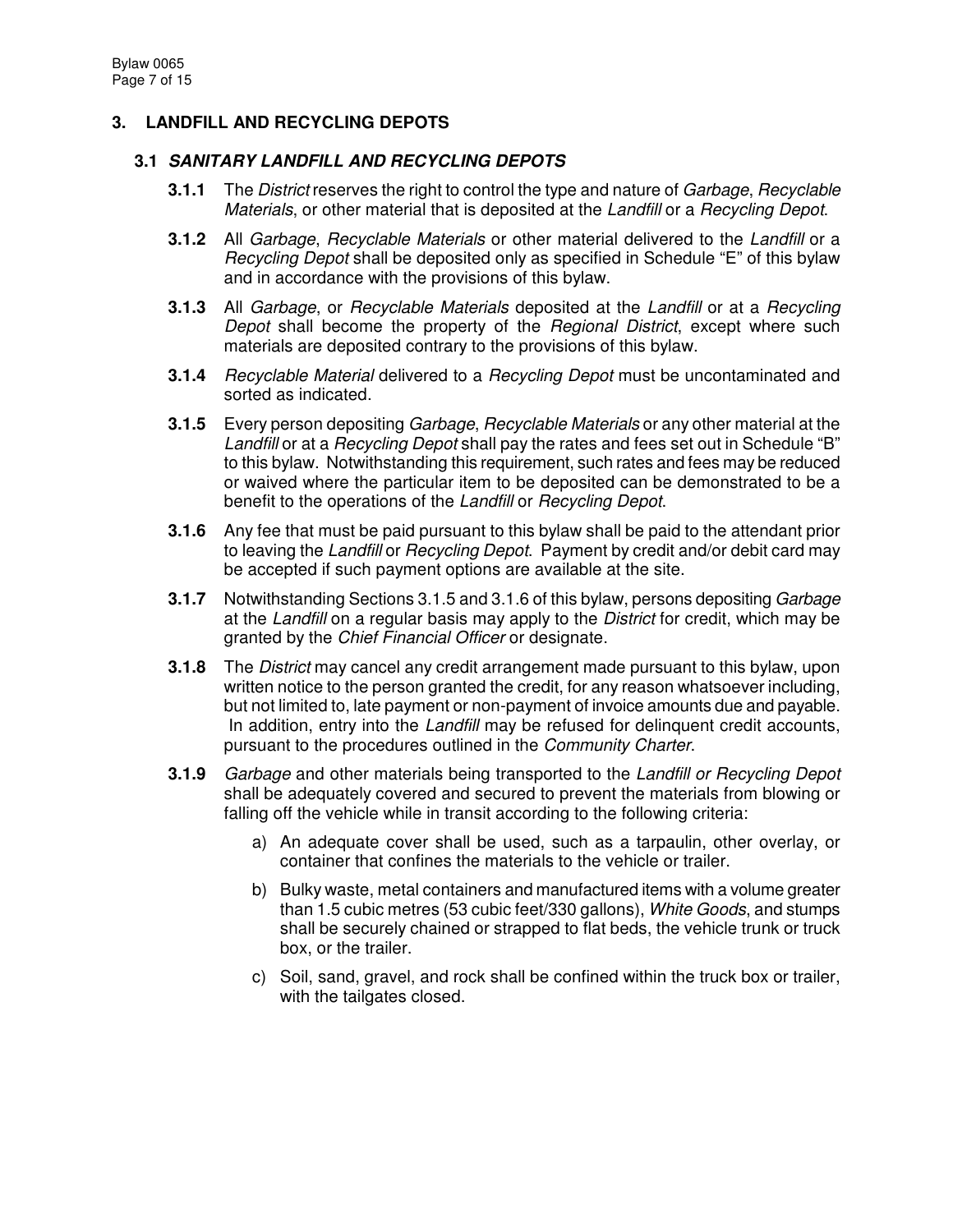## 3. LANDFILL AND RECYCLING DEPOTS

### 3.1 *SANITARY LANDFILL AND RECYCLING DEPOTS*

**3.1.1** The *District* reserves the right to control the type and nature of *Garbage*, *Recyclable Materials*, or other material that is deposited at the *Landfill* or a *Recycling Depot*.

**3.1.2** All *Garbage*, *Recyclable Materials* or other material delivered to the *Landfill* or a *Recycling Depot* shall be deposited only as specified in Schedule "E" of this bylaw and in accordance with the provisions of this bylaw.

**3.1.3** All *Garbage*, or *Recyclable Materials* deposited at the *Landfill* or at a *Recycling Depot* shall become the property of the *Regional District*, except where such materials are deposited contrary to the provisions of this bylaw.

**3.1.4** *Recyclable Material* delivered to a *Recycling Depot* must be uncontaminated and sorted as indicated.

**3.1.5** Every person depositing *Garbage*, *Recyclable Materials* or any other material at the *Landfill* or at a *Recycling Depot* shall pay the rates and fees set out in Schedule "B" to this bylaw. Notwithstanding this requirement, such rates and fees may be reduced or waived where the particular item to be deposited can be demonstrated to be a benefit to the operations of the *Landfill* or *Recycling Depot*.

**3.1.6** Any fee that must be paid pursuant to this bylaw shall be paid to the attendant prior to leaving the *Landfill* or *Recycling Depot*. Payment by credit and/or debit card may be accepted if such payment options are available at the site.

**3.1.7** Notwithstanding Sections 3.1.5 and 3.1.6 of this bylaw, persons depositing *Garbage* at the *Landfill* on a regular basis may apply to the *District* for credit, which may be granted by the *Chief Financial Officer* or designate.

**3.1.8** The *District* may cancel any credit arrangement made pursuant to this bylaw, upon written notice to the person granted the credit, for any reason whatsoever including, but not limited to, late payment or non-payment of invoice amounts due and payable. In addition, entry into the *Landfill* may be refused for delinquent credit accounts, pursuant to the procedures outlined in the *Community Charter*.

**3.1.9** *Garbage* and other materials being transported to the *Landfill or Recycling Depot* shall be adequately covered and secured to prevent the materials from blowing or falling off the vehicle while in transit according to the following criteria:

a) An adequate cover shall be used, such as a tarpaulin, other overlay, or container that confines the materials to the vehicle or trailer.

b) Bulky waste, metal containers and manufactured items with a volume greater than 1.5 cubic metres (53 cubic feet/330 gallons), *White Goods*, and stumps shall be securely chained or strapped to flat beds, the vehicle trunk or truck box, or the trailer.

c) Soil, sand, gravel, and rock shall be confined within the truck box or trailer, with the tailgates closed.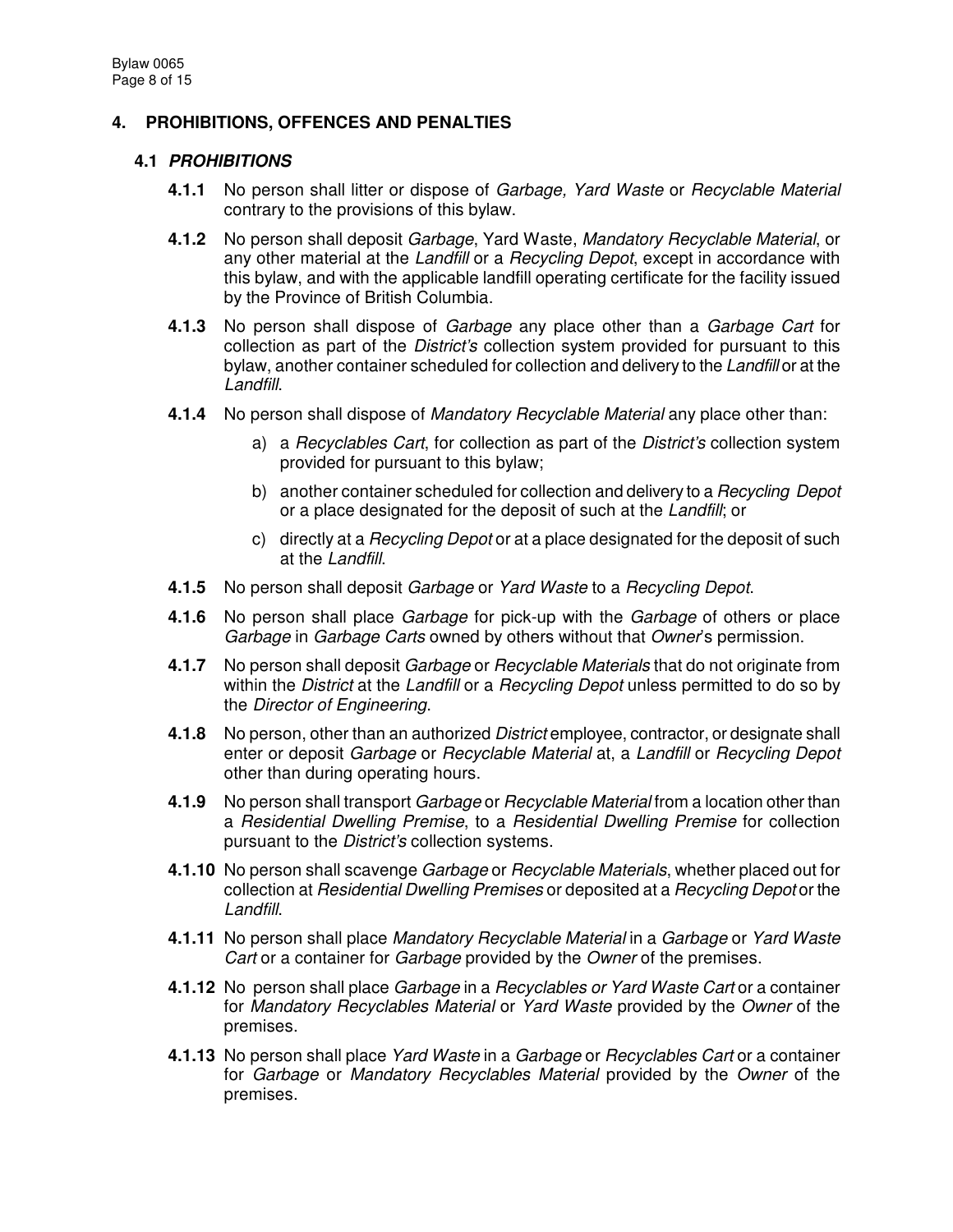## 4. PROHIBITIONS, OFFENCES AND PENALTIES

### 4.1 *PROHIBITIONS*

**4.1.1** No person shall litter or dispose of *Garbage, Yard Waste* or *Recyclable Material* contrary to the provisions of this bylaw.

**4.1.2** No person shall deposit *Garbage*, Yard Waste, *Mandatory Recyclable Material*, or any other material at the *Landfill* or a *Recycling Depot*, except in accordance with this bylaw, and with the applicable landfill operating certificate for the facility issued by the Province of British Columbia.

**4.1.3** No person shall dispose of *Garbage* any place other than a *Garbage Cart* for collection as part of the *District's* collection system provided for pursuant to this bylaw, another container scheduled for collection and delivery to the *Landfill* or at the *Landfill*.

**4.1.4** No person shall dispose of *Mandatory Recyclable Material* any place other than:

a) a *Recyclables Cart*, for collection as part of the *District's* collection system provided for pursuant to this bylaw;

b) another container scheduled for collection and delivery to a *Recycling Depot* or a place designated for the deposit of such at the *Landfill*; or

c) directly at a *Recycling Depot* or at a place designated for the deposit of such at the *Landfill*.

**4.1.5** No person shall deposit *Garbage* or *Yard Waste* to a *Recycling Depot*.

**4.1.6** No person shall place *Garbage* for pick-up with the *Garbage* of others or place *Garbage* in *Garbage Carts* owned by others without that *Owner*'s permission.

**4.1.7** No person shall deposit *Garbage* or *Recyclable Materials* that do not originate from within the *District* at the *Landfill* or a *Recycling Depot* unless permitted to do so by the *Director of Engineering*.

**4.1.8** No person, other than an authorized *District* employee, contractor, or designate shall enter or deposit *Garbage* or *Recyclable Material* at, a *Landfill* or *Recycling Depot* other than during operating hours.

**4.1.9** No person shall transport *Garbage* or *Recyclable Material* from a location other than a *Residential Dwelling Premise*, to a *Residential Dwelling Premise* for collection pursuant to the *District's* collection systems.

**4.1.10** No person shall scavenge *Garbage* or *Recyclable Materials*, whether placed out for collection at *Residential Dwelling Premises* or deposited at a *Recycling Depot* or the *Landfill*.

**4.1.11** No person shall place *Mandatory Recyclable Material* in a *Garbage* or *Yard Waste Cart* or a container for *Garbage* provided by the *Owner* of the premises.

**4.1.12** No person shall place *Garbage* in a *Recyclables or Yard Waste Cart* or a container for *Mandatory Recyclables Material* or *Yard Waste* provided by the *Owner* of the premises.

**4.1.13** No person shall place *Yard Waste* in a *Garbage* or *Recyclables Cart* or a container for *Garbage* or *Mandatory Recyclables Material* provided by the *Owner* of the premises.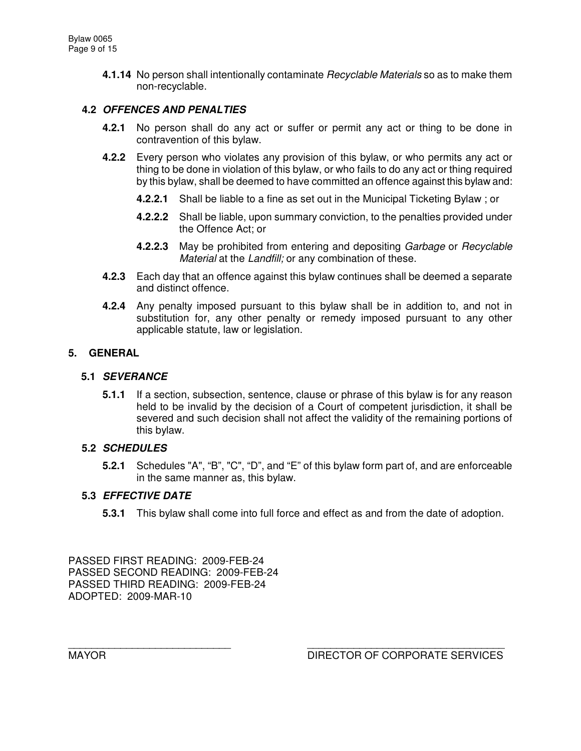**4.1.14** No person shall intentionally contaminate *Recyclable Materials* so as to make them non-recyclable.

### 4.2 *OFFENCES AND PENALTIES*

**4.2.1** No person shall do any act or suffer or permit any act or thing to be done in contravention of this bylaw.

**4.2.2** Every person who violates any provision of this bylaw, or who permits any act or thing to be done in violation of this bylaw, or who fails to do any act or thing required by this bylaw, shall be deemed to have committed an offence against this bylaw and:

**4.2.2.1** Shall be liable to a fine as set out in the Municipal Ticketing Bylaw ; or

**4.2.2.2** Shall be liable, upon summary conviction, to the penalties provided under the Offence Act; or

**4.2.2.3** May be prohibited from entering and depositing *Garbage* or *Recyclable Material* at the *Landfill;* or any combination of these.

**4.2.3** Each day that an offence against this bylaw continues shall be deemed a separate and distinct offence.

**4.2.4** Any penalty imposed pursuant to this bylaw shall be in addition to, and not in substitution for, any other penalty or remedy imposed pursuant to any other applicable statute, law or legislation.

## 5. GENERAL

### 5.1 *SEVERANCE*

**5.1.1** If a section, subsection, sentence, clause or phrase of this bylaw is for any reason held to be invalid by the decision of a Court of competent jurisdiction, it shall be severed and such decision shall not affect the validity of the remaining portions of this bylaw.

### 5.2 *SCHEDULES*

**5.2.1** Schedules "A", "B", "C", "D", and "E" of this bylaw form part of, and are enforceable in the same manner as, this bylaw.

### 5.3 *EFFECTIVE DATE*

**5.3.1** This bylaw shall come into full force and effect as and from the date of adoption.

PASSED FIRST READING: 2009-FEB-24
PASSED SECOND READING: 2009-FEB-24
PASSED THIRD READING: 2009-FEB-24
ADOPTED: 2009-MAR-10

\_\_\_\_\_\_\_\_\_\_\_\_\_\_\_\_\_\_\_\_\_\_\_\_\_\_\_\_
MAYOR

\_\_\_\_\_\_\_\_\_\_\_\_\_\_\_\_\_\_\_\_\_\_\_\_\_\_\_\_\_\_\_\_\_\_
DIRECTOR OF CORPORATE SERVICES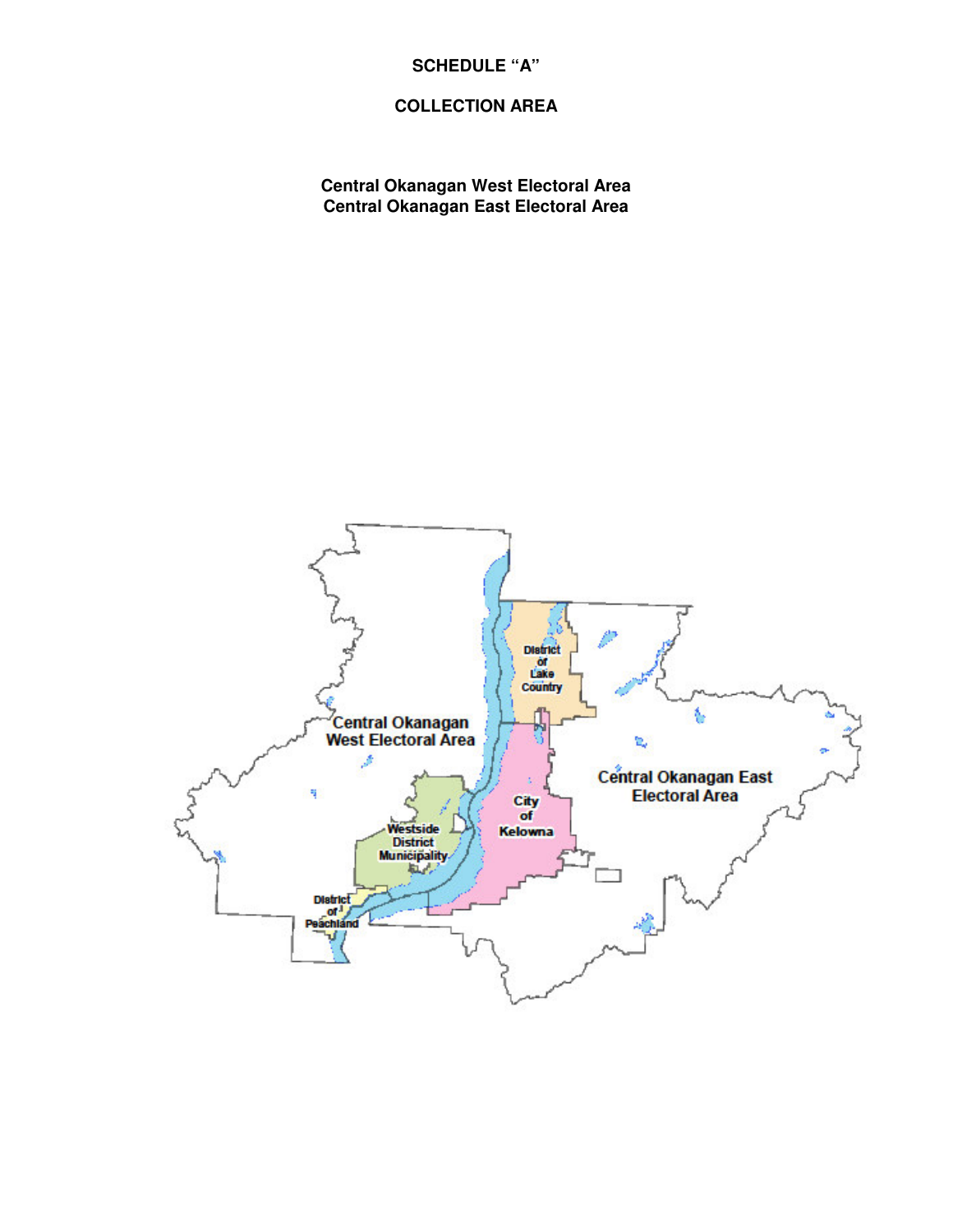**SCHEDULE "A"**

**COLLECTION AREA**

**Central Okanagan West Electoral Area**
**Central Okanagan East Electoral Area**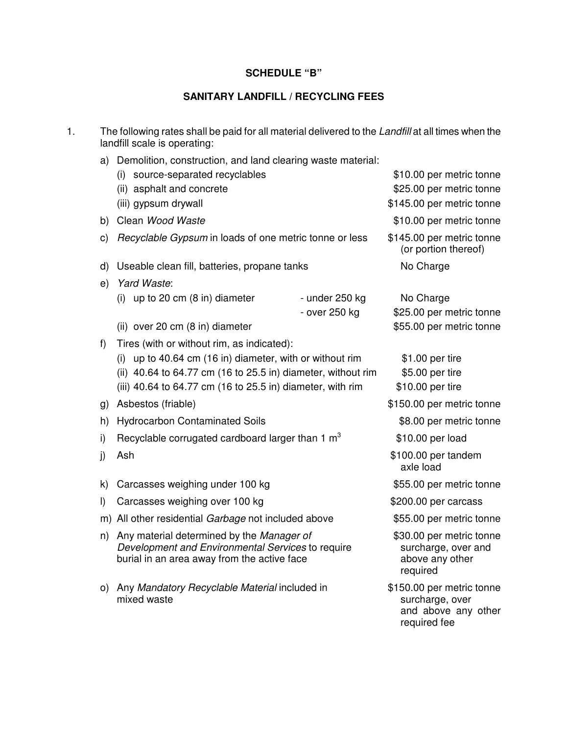## SCHEDULE "B"

## SANITARY LANDFILL / RECYCLING FEES

1. The following rates shall be paid for all material delivered to the *Landfill* at all times when the landfill scale is operating:

| | Material | | Rate |
|---|---|---|---|
| a) | Demolition, construction, and land clearing waste material: | | |
| | (i) source-separated recyclables | | \$10.00 per metric tonne |
| | (ii) asphalt and concrete | | \$25.00 per metric tonne |
| | (iii) gypsum drywall | | \$145.00 per metric tonne |
| b) | Clean *Wood Waste* | | \$10.00 per metric tonne |
| c) | *Recyclable Gypsum* in loads of one metric tonne or less | | \$145.00 per metric tonne (or portion thereof) |
| d) | Useable clean fill, batteries, propane tanks | | No Charge |
| e) | *Yard Waste*: | | |
| | (i) up to 20 cm (8 in) diameter | - under 250 kg | No Charge |
| | | - over 250 kg | \$25.00 per metric tonne |
| | (ii) over 20 cm (8 in) diameter | | \$55.00 per metric tonne |
| f) | Tires (with or without rim, as indicated): | | |
| | (i) up to 40.64 cm (16 in) diameter, with or without rim | | \$1.00 per tire |
| | (ii) 40.64 to 64.77 cm (16 to 25.5 in) diameter, without rim | | \$5.00 per tire |
| | (iii) 40.64 to 64.77 cm (16 to 25.5 in) diameter, with rim | | \$10.00 per tire |
| g) | Asbestos (friable) | | \$150.00 per metric tonne |
| h) | Hydrocarbon Contaminated Soils | | \$8.00 per metric tonne |
| i) | Recyclable corrugated cardboard larger than 1 $m^3$ | | \$10.00 per load |
| j) | Ash | | \$100.00 per tandem axle load |
| k) | Carcasses weighing under 100 kg | | \$55.00 per metric tonne |
| l) | Carcasses weighing over 100 kg | | \$200.00 per carcass |
| m) | All other residential *Garbage* not included above | | \$55.00 per metric tonne |
| n) | Any material determined by the *Manager of Development and Environmental Services* to require burial in an area away from the active face | | \$30.00 per metric tonne surcharge, over and above any other required |
| o) | Any *Mandatory Recyclable Material* included in mixed waste | | \$150.00 per metric tonne surcharge, over and above any other required fee |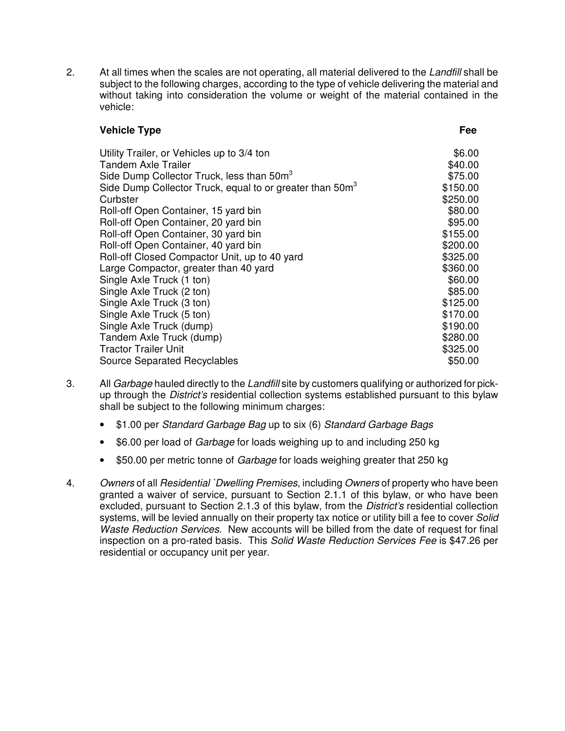2. At all times when the scales are not operating, all material delivered to the *Landfill* shall be subject to the following charges, according to the type of vehicle delivering the material and without taking into consideration the volume or weight of the material contained in the vehicle:

| Vehicle Type | Fee |
|---|---|
| Utility Trailer, or Vehicles up to 3/4 ton | $6.00 |
| Tandem Axle Trailer | $40.00 |
| Side Dump Collector Truck, less than $50m^3$ | $75.00 |
| Side Dump Collector Truck, equal to or greater than $50m^3$ | $150.00 |
| Curbster | $250.00 |
| Roll-off Open Container, 15 yard bin | $80.00 |
| Roll-off Open Container, 20 yard bin | $95.00 |
| Roll-off Open Container, 30 yard bin | $155.00 |
| Roll-off Open Container, 40 yard bin | $200.00 |
| Roll-off Closed Compactor Unit, up to 40 yard | $325.00 |
| Large Compactor, greater than 40 yard | $360.00 |
| Single Axle Truck (1 ton) | $60.00 |
| Single Axle Truck (2 ton) | $85.00 |
| Single Axle Truck (3 ton) | $125.00 |
| Single Axle Truck (5 ton) | $170.00 |
| Single Axle Truck (dump) | $190.00 |
| Tandem Axle Truck (dump) | $280.00 |
| Tractor Trailer Unit | $325.00 |
| Source Separated Recyclables | $50.00 |

3. All *Garbage* hauled directly to the *Landfill* site by customers qualifying or authorized for pick-up through the *District's* residential collection systems established pursuant to this bylaw shall be subject to the following minimum charges:

   - $1.00 per *Standard Garbage Bag* up to six (6) *Standard Garbage Bags*
   - $6.00 per load of *Garbage* for loads weighing up to and including 250 kg
   - $50.00 per metric tonne of *Garbage* for loads weighing greater that 250 kg

4. *Owners* of all *Residential `Dwelling Premises*, including *Owners* of property who have been granted a waiver of service, pursuant to Section 2.1.1 of this bylaw, or who have been excluded, pursuant to Section 2.1.3 of this bylaw, from the *District's* residential collection systems, will be levied annually on their property tax notice or utility bill a fee to cover *Solid Waste Reduction Services*. New accounts will be billed from the date of request for final inspection on a pro-rated basis. This *Solid Waste Reduction Services Fee* is $47.26 per residential or occupancy unit per year.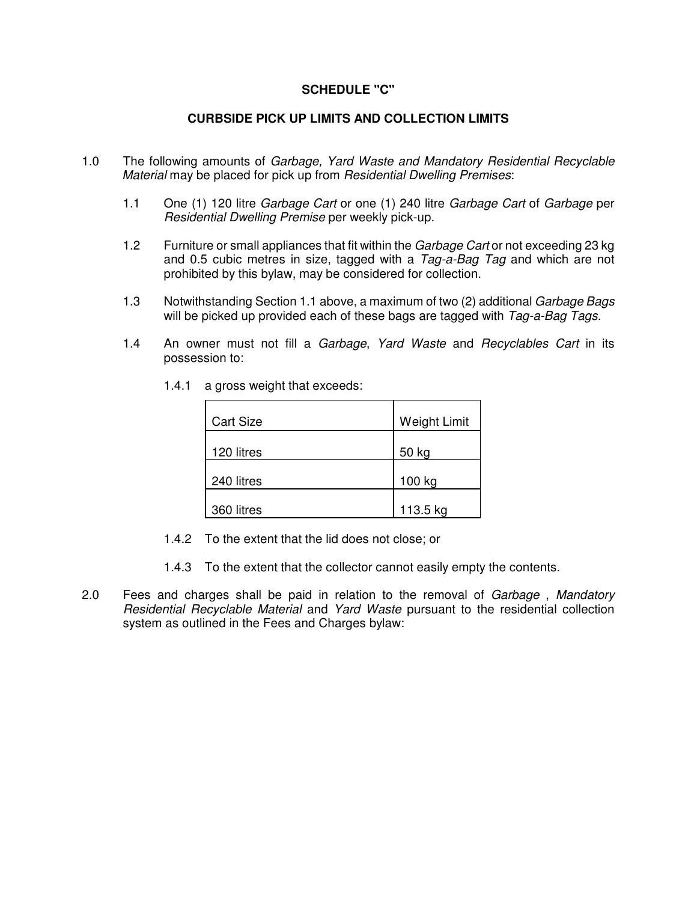**SCHEDULE "C"**

**CURBSIDE PICK UP LIMITS AND COLLECTION LIMITS**

1.0 The following amounts of *Garbage, Yard Waste and Mandatory Residential Recyclable Material* may be placed for pick up from *Residential Dwelling Premises*:

1.1 One (1) 120 litre *Garbage Cart* or one (1) 240 litre *Garbage Cart* of *Garbage* per *Residential Dwelling Premise* per weekly pick-up.

1.2 Furniture or small appliances that fit within the *Garbage Cart* or not exceeding 23 kg and 0.5 cubic metres in size, tagged with a *Tag-a-Bag Tag* and which are not prohibited by this bylaw, may be considered for collection.

1.3 Notwithstanding Section 1.1 above, a maximum of two (2) additional *Garbage Bags* will be picked up provided each of these bags are tagged with *Tag-a-Bag Tags*.

1.4 An owner must not fill a *Garbage*, *Yard Waste* and *Recyclables Cart* in its possession to:

1.4.1 a gross weight that exceeds:

| Cart Size | Weight Limit |
|---|---|
| 120 litres | 50 kg |
| 240 litres | 100 kg |
| 360 litres | 113.5 kg |

1.4.2 To the extent that the lid does not close; or

1.4.3 To the extent that the collector cannot easily empty the contents.

2.0 Fees and charges shall be paid in relation to the removal of *Garbage* , *Mandatory Residential Recyclable Material* and *Yard Waste* pursuant to the residential collection system as outlined in the Fees and Charges bylaw: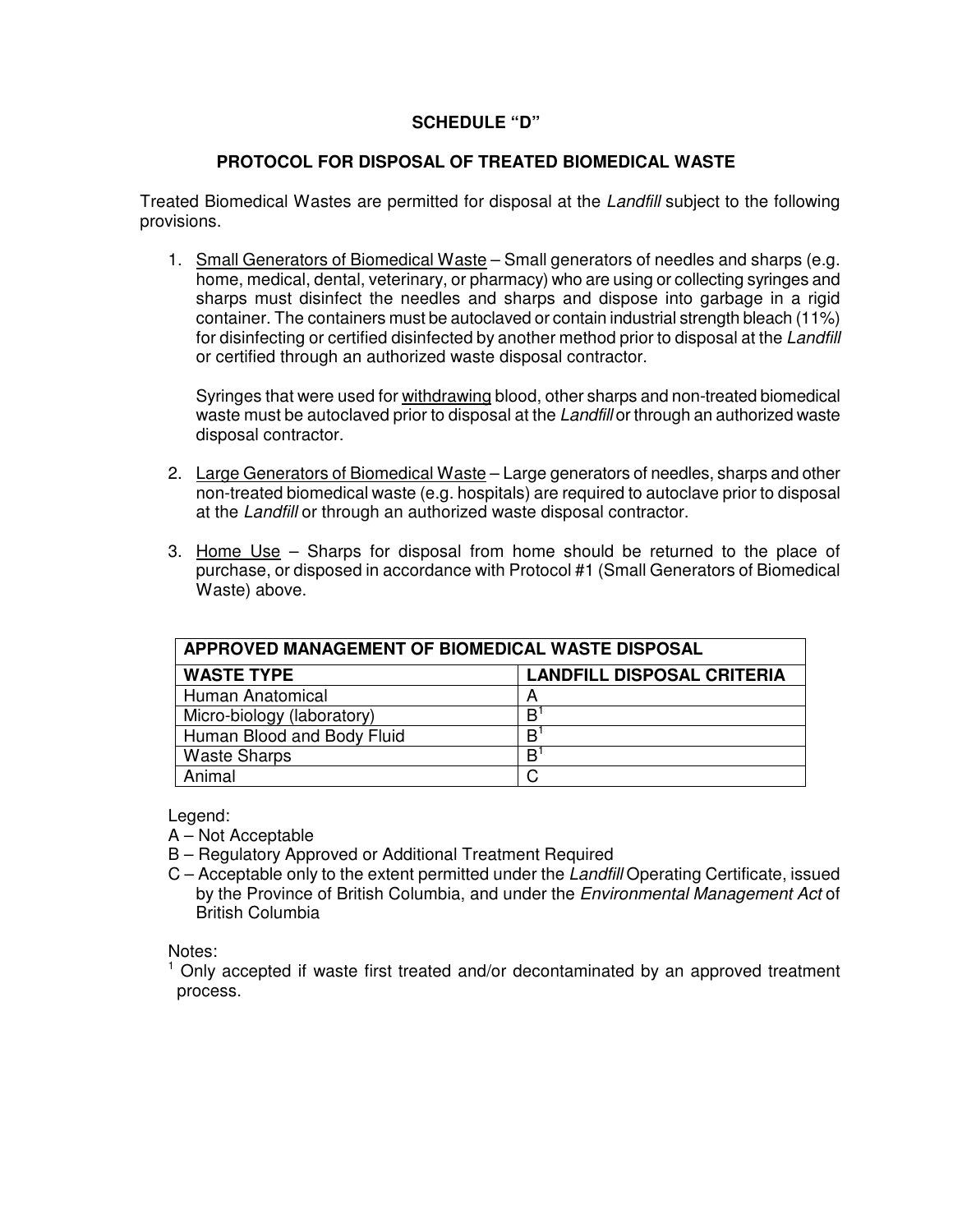# SCHEDULE "D"

## PROTOCOL FOR DISPOSAL OF TREATED BIOMEDICAL WASTE

Treated Biomedical Wastes are permitted for disposal at the *Landfill* subject to the following provisions.

1. Small Generators of Biomedical Waste – Small generators of needles and sharps (e.g. home, medical, dental, veterinary, or pharmacy) who are using or collecting syringes and sharps must disinfect the needles and sharps and dispose into garbage in a rigid container. The containers must be autoclaved or contain industrial strength bleach (11%) for disinfecting or certified disinfected by another method prior to disposal at the *Landfill* or certified through an authorized waste disposal contractor.

   Syringes that were used for withdrawing blood, other sharps and non-treated biomedical waste must be autoclaved prior to disposal at the *Landfill* or through an authorized waste disposal contractor.

2. Large Generators of Biomedical Waste – Large generators of needles, sharps and other non-treated biomedical waste (e.g. hospitals) are required to autoclave prior to disposal at the *Landfill* or through an authorized waste disposal contractor.

3. Home Use – Sharps for disposal from home should be returned to the place of purchase, or disposed in accordance with Protocol #1 (Small Generators of Biomedical Waste) above.

| APPROVED MANAGEMENT OF BIOMEDICAL WASTE DISPOSAL | |
|---|---|
| **WASTE TYPE** | **LANDFILL DISPOSAL CRITERIA** |
| Human Anatomical | A |
| Micro-biology (laboratory) | B[1] |
| Human Blood and Body Fluid | B[1] |
| Waste Sharps | B[1] |
| Animal | C |

Legend:

A – Not Acceptable

B – Regulatory Approved or Additional Treatment Required

C – Acceptable only to the extent permitted under the *Landfill* Operating Certificate, issued by the Province of British Columbia, and under the *Environmental Management Act* of British Columbia

Notes:

[1] Only accepted if waste first treated and/or decontaminated by an approved treatment process.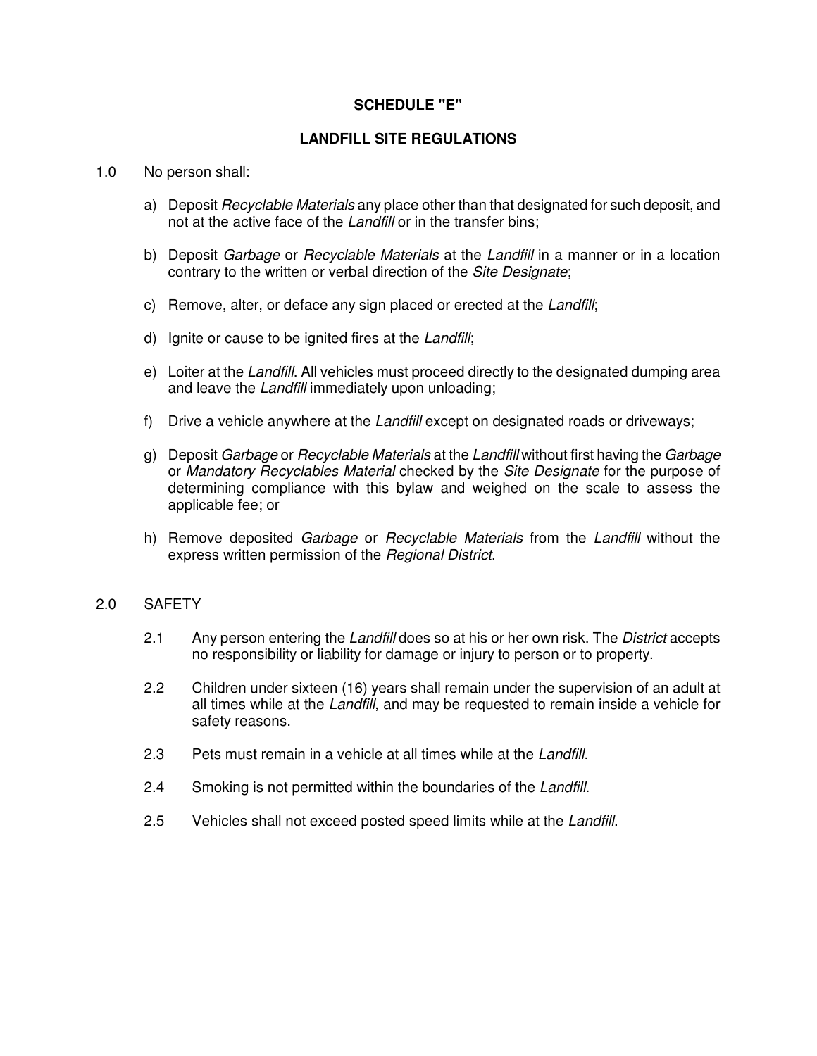# SCHEDULE "E"

## LANDFILL SITE REGULATIONS

1.0 No person shall:

   a) Deposit *Recyclable Materials* any place other than that designated for such deposit, and not at the active face of the *Landfill* or in the transfer bins;

   b) Deposit *Garbage* or *Recyclable Materials* at the *Landfill* in a manner or in a location contrary to the written or verbal direction of the *Site Designate*;

   c) Remove, alter, or deface any sign placed or erected at the *Landfill*;

   d) Ignite or cause to be ignited fires at the *Landfill*;

   e) Loiter at the *Landfill*. All vehicles must proceed directly to the designated dumping area and leave the *Landfill* immediately upon unloading;

   f) Drive a vehicle anywhere at the *Landfill* except on designated roads or driveways;

   g) Deposit *Garbage* or *Recyclable Materials* at the *Landfill* without first having the *Garbage* or *Mandatory Recyclables Material* checked by the *Site Designate* for the purpose of determining compliance with this bylaw and weighed on the scale to assess the applicable fee; or

   h) Remove deposited *Garbage* or *Recyclable Materials* from the *Landfill* without the express written permission of the *Regional District*.

2.0 SAFETY

   2.1 Any person entering the *Landfill* does so at his or her own risk. The *District* accepts no responsibility or liability for damage or injury to person or to property.

   2.2 Children under sixteen (16) years shall remain under the supervision of an adult at all times while at the *Landfill*, and may be requested to remain inside a vehicle for safety reasons.

   2.3 Pets must remain in a vehicle at all times while at the *Landfill*.

   2.4 Smoking is not permitted within the boundaries of the *Landfill*.

   2.5 Vehicles shall not exceed posted speed limits while at the *Landfill*.